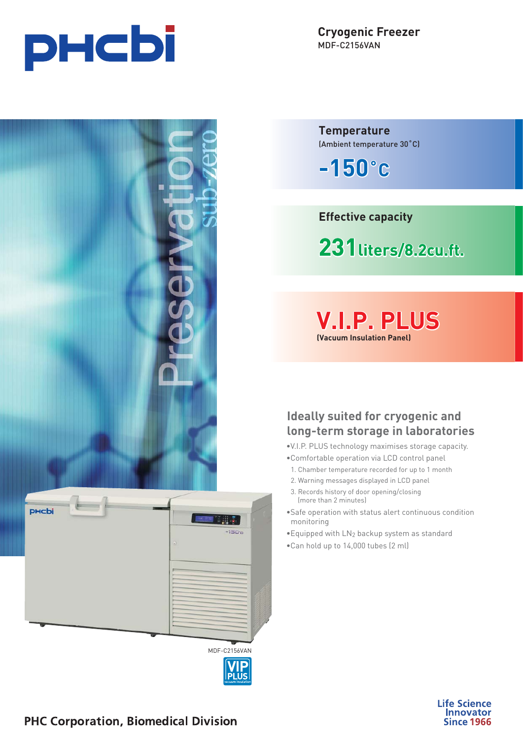# Cryogenic Freezer

MDF-C2156VAN

## Temperature

(Ambient temperature 30˚C)

**-150°C**

## Effective capacity

**231 liters/8.2cu.ft.**

## V.I.P. PLUS

**(Vacuum Insulation Panel)**

## Ideally suited for cryogenic and long-term storage in laboratories

- V.I.P. PLUS technology maximises storage capacity.
- Comfortable operation via LCD control panel
  1. Chamber temperature recorded for up to 1 month
  2. Warning messages displayed in LCD panel
  3. Records history of door opening/closing (more than 2 minutes)
- Safe operation with status alert continuous condition monitoring
- Equipped with $LN_2$ backup system as standard
- Can hold up to 14,000 tubes (2 ml)

MDF-C2156VAN

PHC Corporation, Biomedical Division

Life Science Innovator Since 1966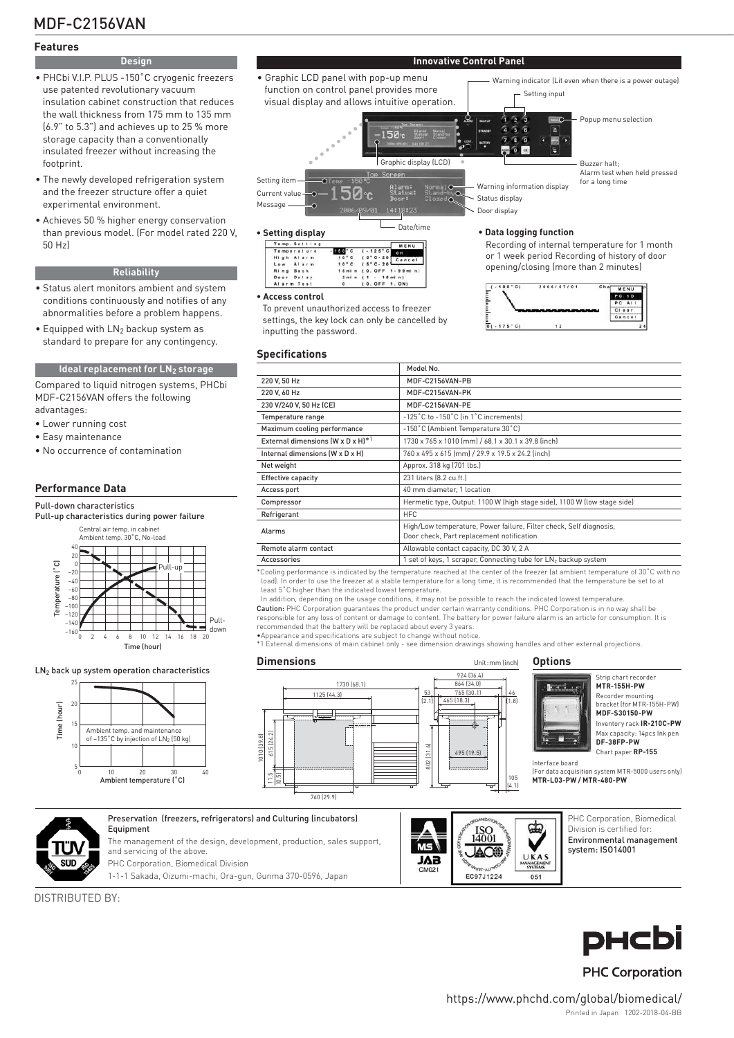# MDF-C2156VAN

## Features

### Design

- PHCbi V.I.P. PLUS -150˚C cryogenic freezers use patented revolutionary vacuum insulation cabinet construction that reduces the wall thickness from 175 mm to 135 mm (6.9" to 5.3") and achieves up to 25 % more storage capacity than a conventionally insulated freezer without increasing the footprint.
- The newly developed refrigeration system and the freezer structure offer a quiet experimental environment.
- Achieves 50 % higher energy conservation than previous model. (For model rated 220 V, 50 Hz)

### Reliability

- Status alert monitors ambient and system conditions continuously and notifies of any abnormalities before a problem happens.
- Equipped with $LN_2$ backup system as standard to prepare for any contingency.

### Ideal replacement for $LN_2$ storage

Compared to liquid nitrogen systems, PHCbi MDF-C2156VAN offers the following advantages:

- Lower running cost
- Easy maintenance
- No occurrence of contamination

### Innovative Control Panel

- Graphic LCD panel with pop-up menu function on control panel provides more visual display and allows intuitive operation.

Warning indicator (Lit even when there is a power outage)
Setting input
Popup menu selection
Graphic display (LCD)
Buzzer halt; Alarm test when held pressed for a long time
Setting item
Current value
Message
Warning information display
Status display
Door display
Date/time

Top Screen
Temp -150°C
-150°C
Alarm: Normal
Status: Stand-by
Door: Closed
2006/09/01 14:18:23

- **Setting display**

Temp Setting
Temperature -150°C (-125°C
High Alarm 10°C (5°C-20
Low Alarm 10°C (5°C-20
Ring Back 15min (0.OFF 1-99min)
Door Delay 2min (1 - 15min)
Alarm Test 0 (0.OFF 1.ON)
MENU
OK
Cancel

- **Access control**

To prevent unauthorized access to freezer settings, the key lock can only be cancelled by inputting the password.

- **Data logging function**

Recording of internal temperature for 1 month or 1 week period Recording of history of door opening/closing (more than 2 minutes)

(-100°C) 2006/07/01
(-175°C) 12 24
MENU
PC 1D
PC All
Clear
Cancel

## Performance Data

Pull-down characteristics
Pull-up characteristics during power failure

Central air temp. in cabinet
Ambient temp. 30˚C, No-load
Temperature (˚C)
40, 20, 0, −20, −40, −60, −80, −100, −120, −140, −160
Pull-up
Pull-down
Time (hour)
0, 2, 4, 6, 8, 10, 12, 14, 16, 18, 20

$LN_2$ back up system operation characteristics

Time (hour)
5, 10, 15, 20, 25
Ambient temp. and maintenance of −135˚C by injection of $LN_2$ (50 kg)
Ambient temperature (˚C)
0, 10, 20, 30, 40

## Specifications

| | |
|---|---|
| | Model No. |
| 220 V, 50 Hz | MDF-C2156VAN-PB |
| 220 V, 60 Hz | MDF-C2156VAN-PK |
| 230 V/240 V, 50 Hz (CE) | MDF-C2156VAN-PE |
| Temperature range | -125˚C to -150˚C (in 1˚C increments) |
| Maximum cooling performance | -150˚C (Ambient Temperature 30˚C) |
| External dimensions (W x D x H)*1 | 1730 x 765 x 1010 (mm) / 68.1 x 30.1 x 39.8 (inch) |
| Internal dimensions (W x D x H) | 760 x 495 x 615 (mm) / 29.9 x 19.5 x 24.2 (inch) |
| Net weight | Approx. 318 kg (701 lbs.) |
| Effective capacity | 231 liters (8.2 cu.ft.) |
| Access port | 40 mm diameter, 1 location |
| Compressor | Hermetic type, Output: 1100 W (high stage side), 1100 W (low stage side) |
| Refrigerant | HFC |
| Alarms | High/Low temperature, Power failure, Filter check, Self diagnosis, Door check, Part replacement notification |
| Remote alarm contact | Allowable contact capacity, DC 30 V, 2 A |
| Accessories | 1 set of keys, 1 scraper, Connecting tube for $LN_2$ backup system |

*Cooling performance is indicated by the temperature reached at the center of the freezer (at ambient temperature of 30˚C with no load). In order to use the freezer at a stable temperature for a long time, it is recommended that the temperature be set to at least 5˚C higher than the indicated lowest temperature.
In addition, depending on the usage conditions, it may not be possible to reach the indicated lowest temperature.
**Caution:** PHC Corporation guarantees the product under certain warranty conditions. PHC Corporation is in no way shall be responsible for any loss of content or damage to content. The battery for power failure alarm is an article for consumption. It is recommended that the battery will be replaced about every 3 years.
•Appearance and specifications are subject to change without notice.
*1 External dimensions of main cabinet only - see dimension drawings showing handles and other external projections.

## Dimensions

Unit: mm (inch)

1730 (68.1)
1125 (44.3)
1010 (39.8)
615 (24.2)
11.5 (0.5)
760 (29.9)
924 (36.4)
864 (34.0)
765 (30.1)
53 (2.1)
465 (18.3)
46 (1.8)
802 (31.6)
495 (19.5)
105 (4.1)

## Options

Strip chart recorder
**MTR-155H-PW**
Recorder mounting bracket (for MTR-155H-PW)
**MDF-S30150-PW**
Inventory rack **IR-210C-PW**
Max capacity: 14pcs Ink pen
**DF-38FP-PW**
Chart paper **RP-155**
Interface board
(For data acquisition system MTR-5000 users only)
**MTR-L03-PW / MTR-480-PW**

Preservation (freezers, refrigerators) and Culturing (incubators) Equipment
The management of the design, development, production, sales support, and servicing of the above.
PHC Corporation, Biomedical Division
1-1-1 Sakada, Oizumi-machi, Ora-gun, Gunma 370-0596, Japan

PHC Corporation, Biomedical Division is certified for:
Environmental management system: ISO14001

DISTRIBUTED BY:

PHC Corporation

https://www.phchd.com/global/biomedical/

Printed in Japan 1202-2018-04-BB